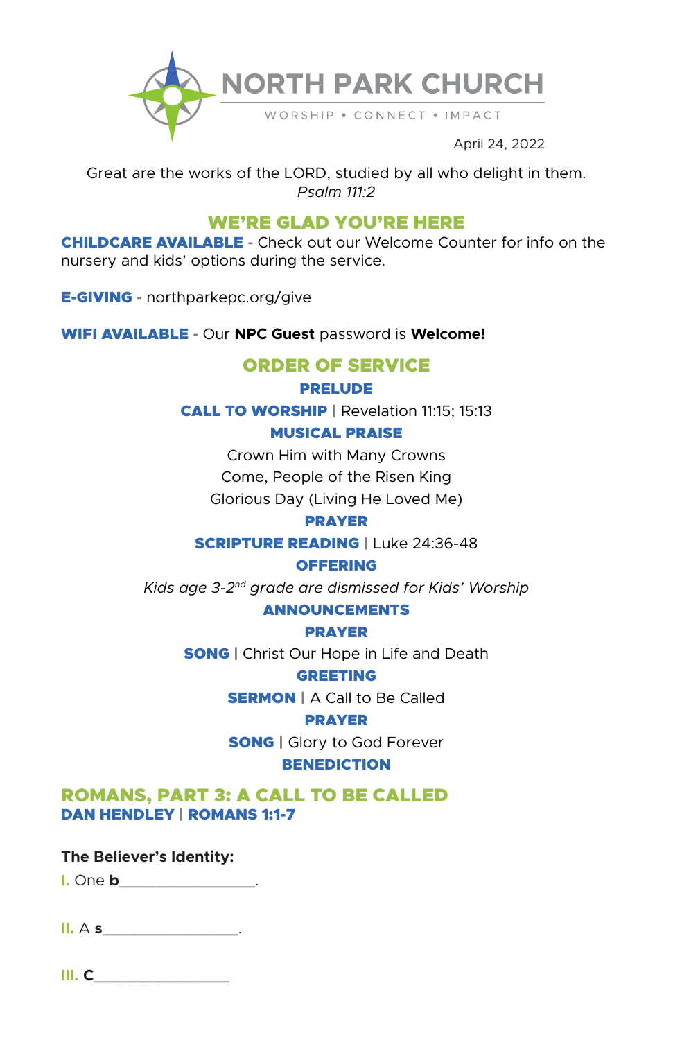# NORTH PARK CHURCH

WORSHIP • CONNECT • IMPACT

April 24, 2022

Great are the works of the LORD, studied by all who delight in them.
*Psalm 111:2*

## WE'RE GLAD YOU'RE HERE

**CHILDCARE AVAILABLE** - Check out our Welcome Counter for info on the nursery and kids' options during the service.

**E-GIVING** - northparkepc.org/give

**WIFI AVAILABLE** - Our **NPC Guest** password is **Welcome!**

## ORDER OF SERVICE

**PRELUDE**

**CALL TO WORSHIP** | Revelation 11:15; 15:13

**MUSICAL PRAISE**

Crown Him with Many Crowns
Come, People of the Risen King
Glorious Day (Living He Loved Me)

**PRAYER**

**SCRIPTURE READING** | Luke 24:36-48

**OFFERING**

*Kids age 3-2nd grade are dismissed for Kids' Worship*

**ANNOUNCEMENTS**

**PRAYER**

**SONG** | Christ Our Hope in Life and Death

**GREETING**

**SERMON** | A Call to Be Called

**PRAYER**

**SONG** | Glory to God Forever

**BENEDICTION**

## ROMANS, PART 3: A CALL TO BE CALLED

**DAN HENDLEY | ROMANS 1:1-7**

**The Believer's Identity:**

I. One **b**_________________.

II. A **s**_________________.

III. **C**_________________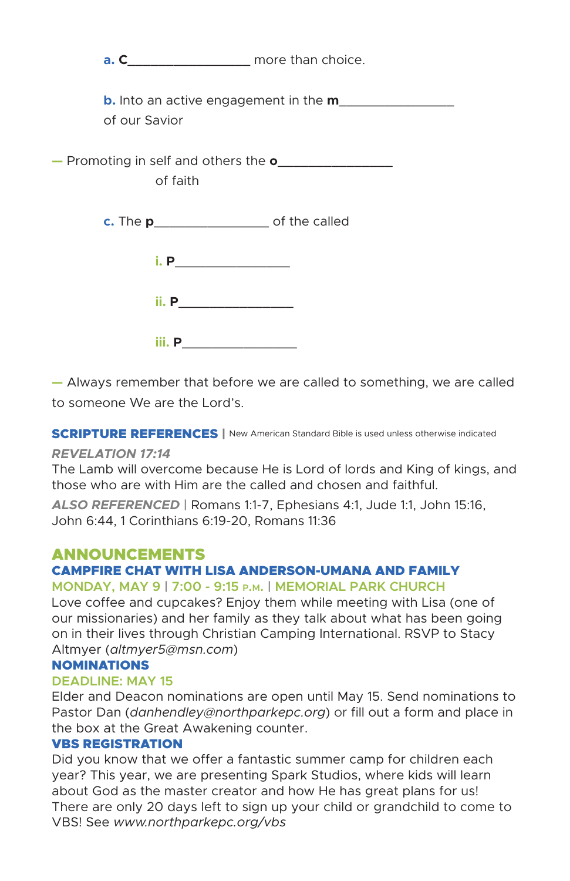a. **C**_________________ more than choice.

b. Into an active engagement in the **m**________________ of our Savior

— Promoting in self and others the **o**________________ of faith

c. The **p**________________ of the called

i. **P**________________

ii. **P**________________

iii. **P**________________

— Always remember that before we are called to something, we are called to someone We are the Lord's.

## SCRIPTURE REFERENCES | New American Standard Bible is used unless otherwise indicated

*REVELATION 17:14*

The Lamb will overcome because He is Lord of lords and King of kings, and those who are with Him are the called and chosen and faithful.

*ALSO REFERENCED* | Romans 1:1-7, Ephesians 4:1, Jude 1:1, John 15:16, John 6:44, 1 Corinthians 6:19-20, Romans 11:36

## ANNOUNCEMENTS

### CAMPFIRE CHAT WITH LISA ANDERSON-UMANA AND FAMILY

MONDAY, MAY 9 | 7:00 - 9:15 P.M. | MEMORIAL PARK CHURCH

Love coffee and cupcakes? Enjoy them while meeting with Lisa (one of our missionaries) and her family as they talk about what has been going on in their lives through Christian Camping International. RSVP to Stacy Altmyer (*altmyer5@msn.com*)

### NOMINATIONS

DEADLINE: MAY 15

Elder and Deacon nominations are open until May 15. Send nominations to Pastor Dan (*danhendley@northparkepc.org*) or fill out a form and place in the box at the Great Awakening counter.

### VBS REGISTRATION

Did you know that we offer a fantastic summer camp for children each year? This year, we are presenting Spark Studios, where kids will learn about God as the master creator and how He has great plans for us! There are only 20 days left to sign up your child or grandchild to come to VBS! See *www.northparkepc.org/vbs*